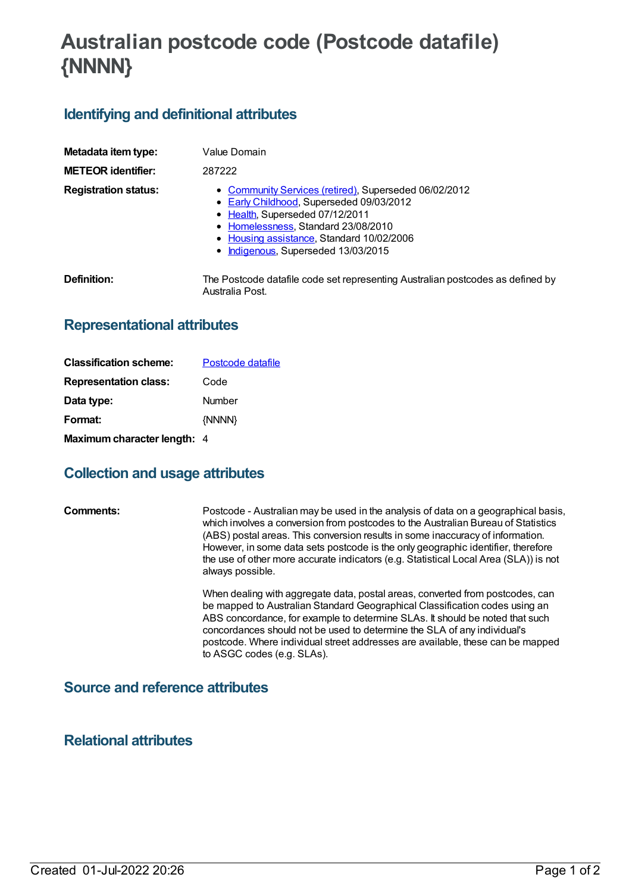# Australian postcode code (Postcode datafile) {NNNN}

## Identifying and definitional attributes

| | |
|---|---|
| **Metadata item type:** | Value Domain |
| **METEOR identifier:** | 287222 |
| **Registration status:** | - Community Services (retired), Superseded 06/02/2012<br>- Early Childhood, Superseded 09/03/2012<br>- Health, Superseded 07/12/2011<br>- Homelessness, Standard 23/08/2010<br>- Housing assistance, Standard 10/02/2006<br>- Indigenous, Superseded 13/03/2015 |
| **Definition:** | The Postcode datafile code set representing Australian postcodes as defined by Australia Post. |

## Representational attributes

| | |
|---|---|
| **Classification scheme:** | Postcode datafile |
| **Representation class:** | Code |
| **Data type:** | Number |
| **Format:** | {NNNN} |
| **Maximum character length:** | 4 |

## Collection and usage attributes

**Comments:**

Postcode - Australian may be used in the analysis of data on a geographical basis, which involves a conversion from postcodes to the Australian Bureau of Statistics (ABS) postal areas. This conversion results in some inaccuracy of information. However, in some data sets postcode is the only geographic identifier, therefore the use of other more accurate indicators (e.g. Statistical Local Area (SLA)) is not always possible.

When dealing with aggregate data, postal areas, converted from postcodes, can be mapped to Australian Standard Geographical Classification codes using an ABS concordance, for example to determine SLAs. It should be noted that such concordances should not be used to determine the SLA of any individual's postcode. Where individual street addresses are available, these can be mapped to ASGC codes (e.g. SLAs).

## Source and reference attributes

## Relational attributes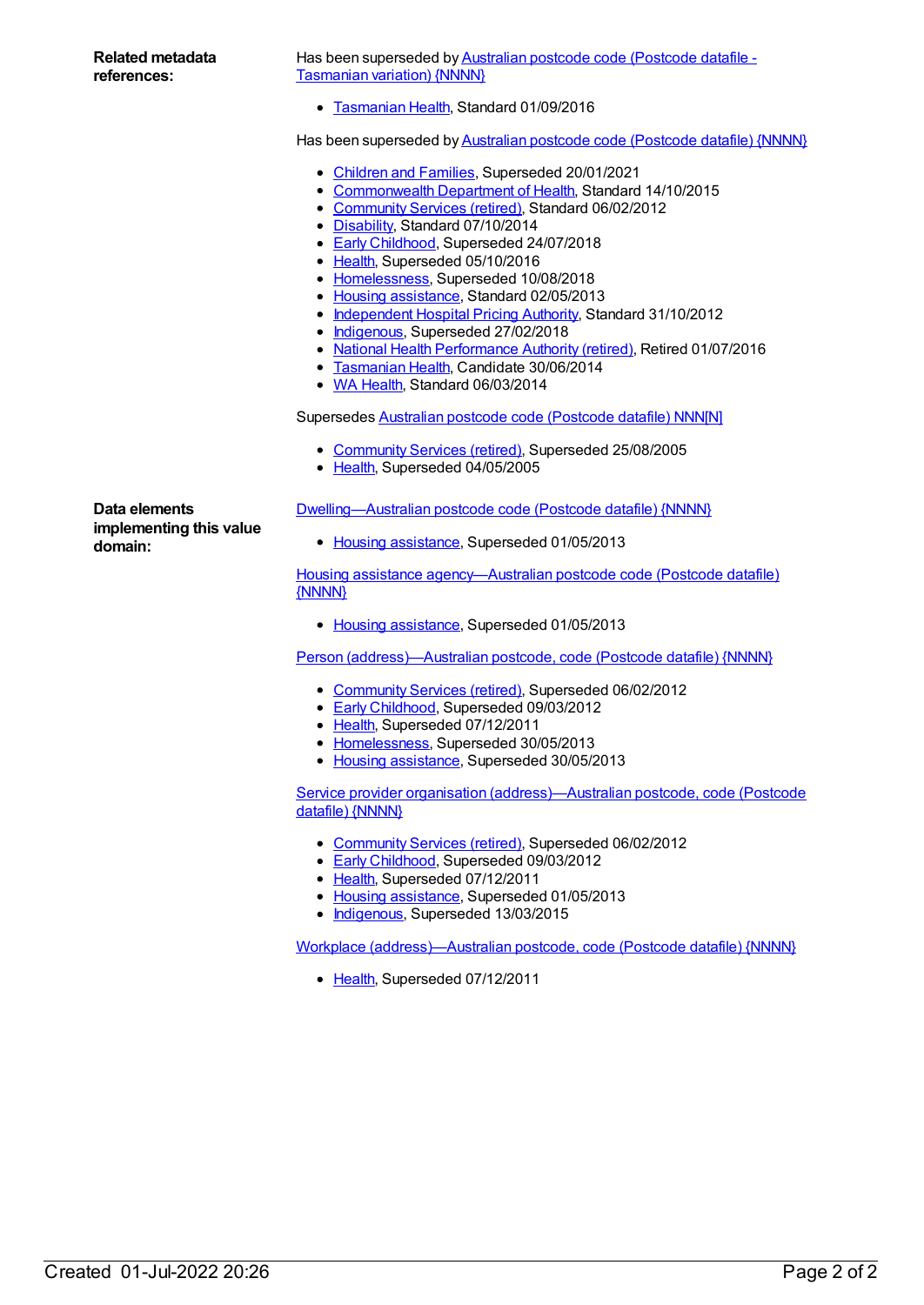**Related metadata references:**

Has been superseded by Australian postcode code (Postcode datafile - Tasmanian variation) {NNNN}

- Tasmanian Health, Standard 01/09/2016

Has been superseded by Australian postcode code (Postcode datafile) {NNNN}

- Children and Families, Superseded 20/01/2021
- Commonwealth Department of Health, Standard 14/10/2015
- Community Services (retired), Standard 06/02/2012
- Disability, Standard 07/10/2014
- Early Childhood, Superseded 24/07/2018
- Health, Superseded 05/10/2016
- Homelessness, Superseded 10/08/2018
- Housing assistance, Standard 02/05/2013
- Independent Hospital Pricing Authority, Standard 31/10/2012
- Indigenous, Superseded 27/02/2018
- National Health Performance Authority (retired), Retired 01/07/2016
- Tasmanian Health, Candidate 30/06/2014
- WA Health, Standard 06/03/2014

Supersedes Australian postcode code (Postcode datafile) NNN[N]

- Community Services (retired), Superseded 25/08/2005
- Health, Superseded 04/05/2005

**Data elements implementing this value domain:**

Dwelling—Australian postcode code (Postcode datafile) {NNNN}

- Housing assistance, Superseded 01/05/2013

Housing assistance agency—Australian postcode code (Postcode datafile) {NNNN}

- Housing assistance, Superseded 01/05/2013

Person (address)—Australian postcode, code (Postcode datafile) {NNNN}

- Community Services (retired), Superseded 06/02/2012
- Early Childhood, Superseded 09/03/2012
- Health, Superseded 07/12/2011
- Homelessness, Superseded 30/05/2013
- Housing assistance, Superseded 30/05/2013

Service provider organisation (address)—Australian postcode, code (Postcode datafile) {NNNN}

- Community Services (retired), Superseded 06/02/2012
- Early Childhood, Superseded 09/03/2012
- Health, Superseded 07/12/2011
- Housing assistance, Superseded 01/05/2013
- Indigenous, Superseded 13/03/2015

Workplace (address)—Australian postcode, code (Postcode datafile) {NNNN}

- Health, Superseded 07/12/2011